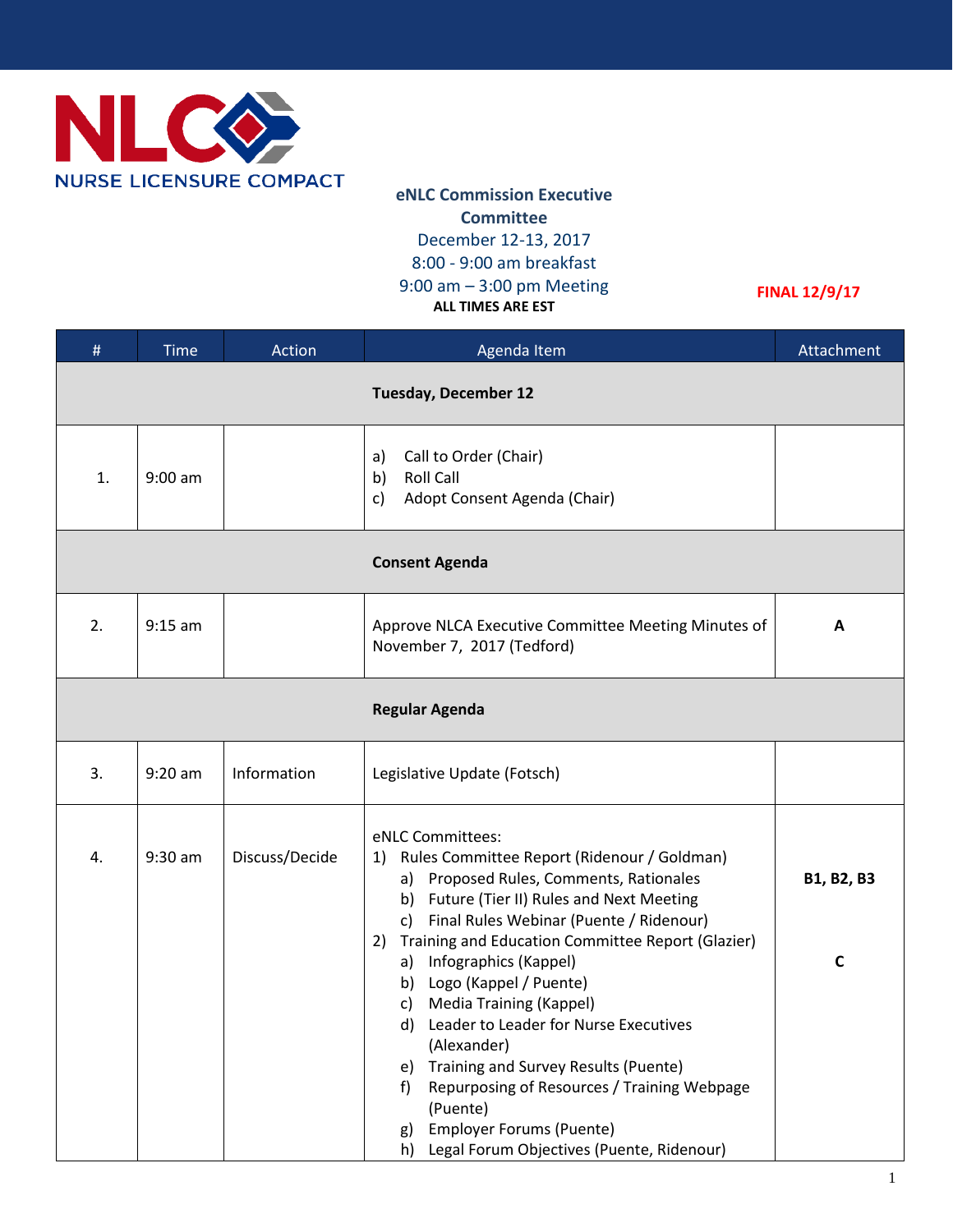NLC NURSE LICENSURE COMPACT

**eNLC Commission Executive Committee**
December 12-13, 2017
8:00 - 9:00 am breakfast
9:00 am – 3:00 pm Meeting
**ALL TIMES ARE EST**

**FINAL 12/9/17**

| # | Time | Action | Agenda Item | Attachment |
|---|---|---|---|---|
| | | | **Tuesday, December 12** | |
| 1. | 9:00 am | | a) Call to Order (Chair)<br>b) Roll Call<br>c) Adopt Consent Agenda (Chair) | |
| | | | **Consent Agenda** | |
| 2. | 9:15 am | | Approve NLCA Executive Committee Meeting Minutes of November 7, 2017 (Tedford) | **A** |
| | | | **Regular Agenda** | |
| 3. | 9:20 am | Information | Legislative Update (Fotsch) | |
| 4. | 9:30 am | Discuss/Decide | eNLC Committees:<br>1) Rules Committee Report (Ridenour / Goldman)<br>a) Proposed Rules, Comments, Rationales<br>b) Future (Tier II) Rules and Next Meeting<br>c) Final Rules Webinar (Puente / Ridenour)<br>2) Training and Education Committee Report (Glazier)<br>a) Infographics (Kappel)<br>b) Logo (Kappel / Puente)<br>c) Media Training (Kappel)<br>d) Leader to Leader for Nurse Executives (Alexander)<br>e) Training and Survey Results (Puente)<br>f) Repurposing of Resources / Training Webpage (Puente)<br>g) Employer Forums (Puente)<br>h) Legal Forum Objectives (Puente, Ridenour) | **B1, B2, B3**<br><br>**C** |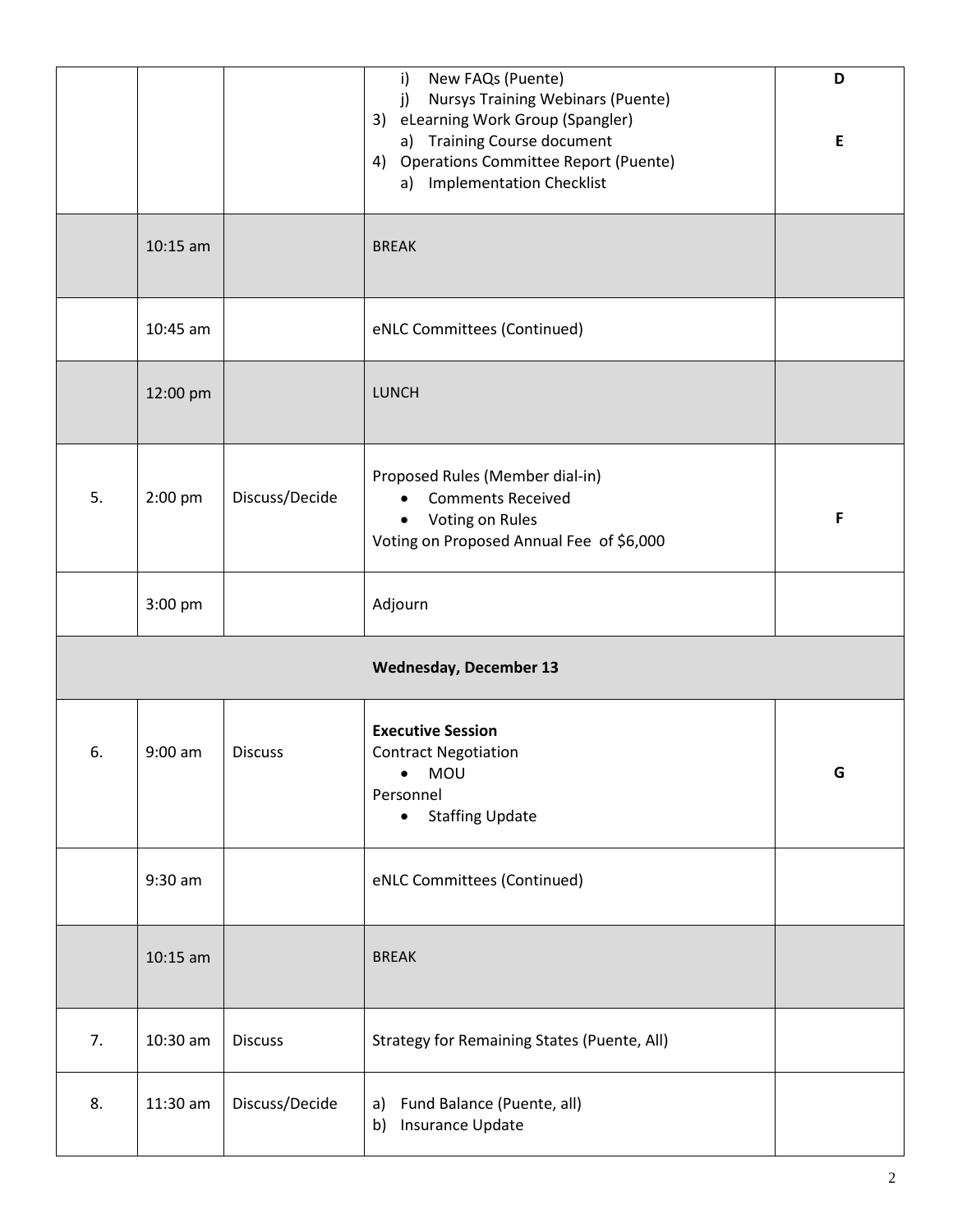| | | | | |
|---|---|---|---|---|
| | | | i) New FAQs (Puente)<br>j) Nursys Training Webinars (Puente)<br>3) eLearning Work Group (Spangler)<br>a) Training Course document<br>4) Operations Committee Report (Puente)<br>a) Implementation Checklist | **D**<br><br>**E** |
| | 10:15 am | | BREAK | |
| | 10:45 am | | eNLC Committees (Continued) | |
| | 12:00 pm | | LUNCH | |
| 5. | 2:00 pm | Discuss/Decide | Proposed Rules (Member dial-in)<br>• Comments Received<br>• Voting on Rules<br>Voting on Proposed Annual Fee of $6,000 | **F** |
| | 3:00 pm | | Adjourn | |
| **Wednesday, December 13** | | | | |
| 6. | 9:00 am | Discuss | **Executive Session**<br>Contract Negotiation<br>• MOU<br>Personnel<br>• Staffing Update | **G** |
| | 9:30 am | | eNLC Committees (Continued) | |
| | 10:15 am | | BREAK | |
| 7. | 10:30 am | Discuss | Strategy for Remaining States (Puente, All) | |
| 8. | 11:30 am | Discuss/Decide | a) Fund Balance (Puente, all)<br>b) Insurance Update | |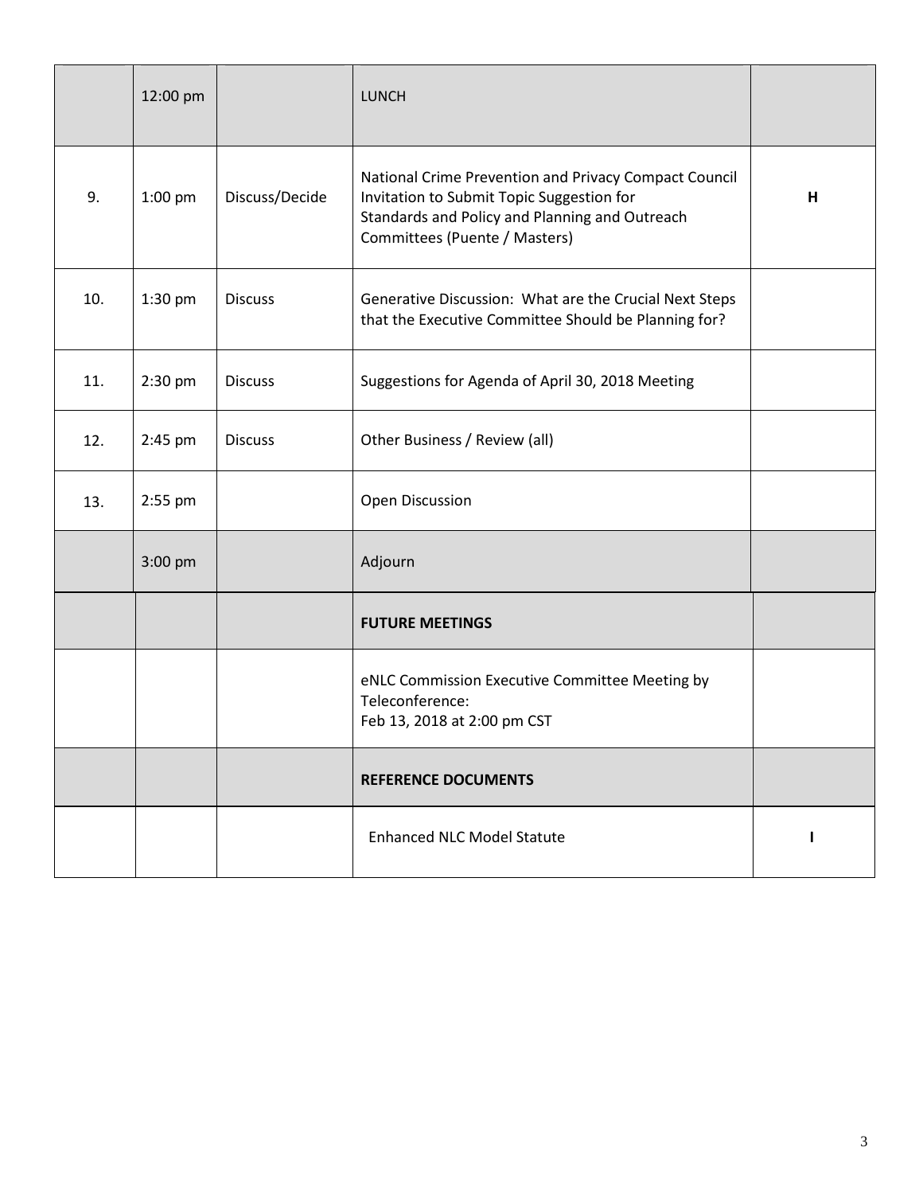| | | | | |
|---|---|---|---|---|
| | 12:00 pm | | LUNCH | |
| 9. | 1:00 pm | Discuss/Decide | National Crime Prevention and Privacy Compact Council Invitation to Submit Topic Suggestion for Standards and Policy and Planning and Outreach Committees (Puente / Masters) | **H** |
| 10. | 1:30 pm | Discuss | Generative Discussion: What are the Crucial Next Steps that the Executive Committee Should be Planning for? | |
| 11. | 2:30 pm | Discuss | Suggestions for Agenda of April 30, 2018 Meeting | |
| 12. | 2:45 pm | Discuss | Other Business / Review (all) | |
| 13. | 2:55 pm | | Open Discussion | |
| | 3:00 pm | | Adjourn | |
| | | | **FUTURE MEETINGS** | |
| | | | eNLC Commission Executive Committee Meeting by Teleconference:<br>Feb 13, 2018 at 2:00 pm CST | |
| | | | **REFERENCE DOCUMENTS** | |
| | | | Enhanced NLC Model Statute | **I** |